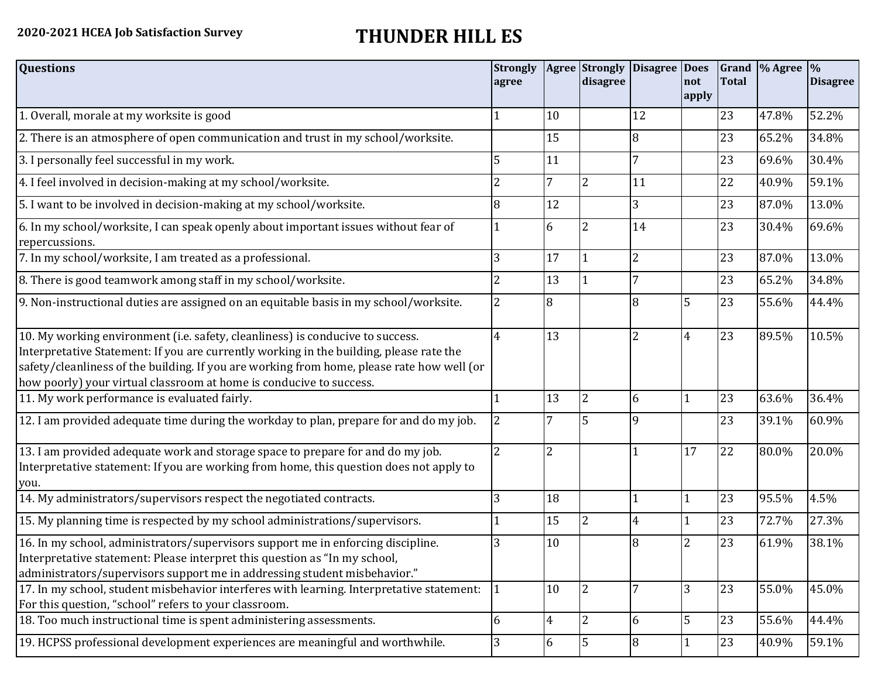**2020-2021 HCEA Job Satisfaction Survey**

# THUNDER HILL ES

| Questions | Strongly agree | Agree | Strongly disagree | Disagree | Does not apply | Grand Total | % Agree | % Disagree |
|---|---|---|---|---|---|---|---|---|
| 1. Overall, morale at my worksite is good | 1 | 10 | | 12 | | 23 | 47.8% | 52.2% |
| 2. There is an atmosphere of open communication and trust in my school/worksite. | | 15 | | 8 | | 23 | 65.2% | 34.8% |
| 3. I personally feel successful in my work. | 5 | 11 | | 7 | | 23 | 69.6% | 30.4% |
| 4. I feel involved in decision-making at my school/worksite. | 2 | 7 | 2 | 11 | | 22 | 40.9% | 59.1% |
| 5. I want to be involved in decision-making at my school/worksite. | 8 | 12 | | 3 | | 23 | 87.0% | 13.0% |
| 6. In my school/worksite, I can speak openly about important issues without fear of repercussions. | 1 | 6 | 2 | 14 | | 23 | 30.4% | 69.6% |
| 7. In my school/worksite, I am treated as a professional. | 3 | 17 | 1 | 2 | | 23 | 87.0% | 13.0% |
| 8. There is good teamwork among staff in my school/worksite. | 2 | 13 | 1 | 7 | | 23 | 65.2% | 34.8% |
| 9. Non-instructional duties are assigned on an equitable basis in my school/worksite. | 2 | 8 | | 8 | 5 | 23 | 55.6% | 44.4% |
| 10. My working environment (i.e. safety, cleanliness) is conducive to success. Interpretative Statement: If you are currently working in the building, please rate the safety/cleanliness of the building. If you are working from home, please rate how well (or how poorly) your virtual classroom at home is conducive to success. | 4 | 13 | | 2 | 4 | 23 | 89.5% | 10.5% |
| 11. My work performance is evaluated fairly. | 1 | 13 | 2 | 6 | 1 | 23 | 63.6% | 36.4% |
| 12. I am provided adequate time during the workday to plan, prepare for and do my job. | 2 | 7 | 5 | 9 | | 23 | 39.1% | 60.9% |
| 13. I am provided adequate work and storage space to prepare for and do my job. Interpretative statement: If you are working from home, this question does not apply to you. | 2 | 2 | | 1 | 17 | 22 | 80.0% | 20.0% |
| 14. My administrators/supervisors respect the negotiated contracts. | 3 | 18 | | 1 | 1 | 23 | 95.5% | 4.5% |
| 15. My planning time is respected by my school administrations/supervisors. | 1 | 15 | 2 | 4 | 1 | 23 | 72.7% | 27.3% |
| 16. In my school, administrators/supervisors support me in enforcing discipline. Interpretative statement: Please interpret this question as "In my school, administrators/supervisors support me in addressing student misbehavior." | 3 | 10 | | 8 | 2 | 23 | 61.9% | 38.1% |
| 17. In my school, student misbehavior interferes with learning. Interpretative statement: For this question, "school" refers to your classroom. | 1 | 10 | 2 | 7 | 3 | 23 | 55.0% | 45.0% |
| 18. Too much instructional time is spent administering assessments. | 6 | 4 | 2 | 6 | 5 | 23 | 55.6% | 44.4% |
| 19. HCPSS professional development experiences are meaningful and worthwhile. | 3 | 6 | 5 | 8 | 1 | 23 | 40.9% | 59.1% |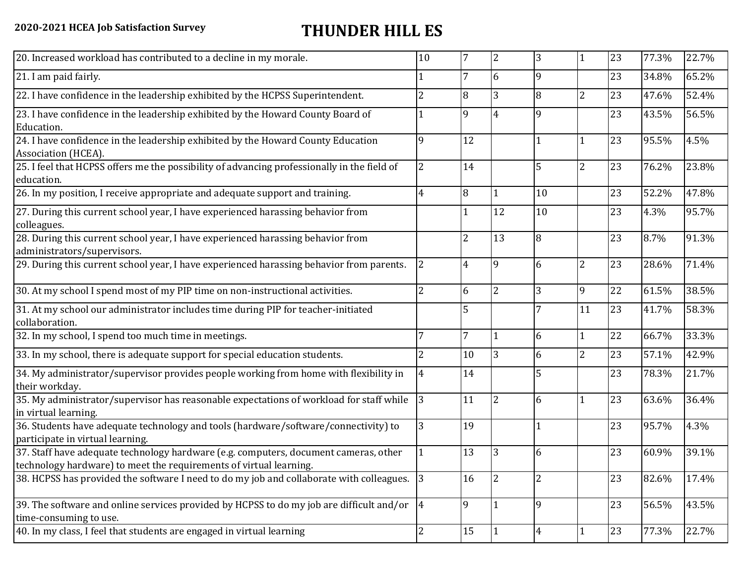**2020-2021 HCEA Job Satisfaction Survey**

# THUNDER HILL ES

| | | | | | | | | |
|---|---|---|---|---|---|---|---|---|
| 20. Increased workload has contributed to a decline in my morale. | 10 | 7 | 2 | 3 | 1 | 23 | 77.3% | 22.7% |
| 21. I am paid fairly. | 1 | 7 | 6 | 9 | | 23 | 34.8% | 65.2% |
| 22. I have confidence in the leadership exhibited by the HCPSS Superintendent. | 2 | 8 | 3 | 8 | 2 | 23 | 47.6% | 52.4% |
| 23. I have confidence in the leadership exhibited by the Howard County Board of Education. | 1 | 9 | 4 | 9 | | 23 | 43.5% | 56.5% |
| 24. I have confidence in the leadership exhibited by the Howard County Education Association (HCEA). | 9 | 12 | | 1 | 1 | 23 | 95.5% | 4.5% |
| 25. I feel that HCPSS offers me the possibility of advancing professionally in the field of education. | 2 | 14 | | 5 | 2 | 23 | 76.2% | 23.8% |
| 26. In my position, I receive appropriate and adequate support and training. | 4 | 8 | 1 | 10 | | 23 | 52.2% | 47.8% |
| 27. During this current school year, I have experienced harassing behavior from colleagues. | | 1 | 12 | 10 | | 23 | 4.3% | 95.7% |
| 28. During this current school year, I have experienced harassing behavior from administrators/supervisors. | | 2 | 13 | 8 | | 23 | 8.7% | 91.3% |
| 29. During this current school year, I have experienced harassing behavior from parents. | 2 | 4 | 9 | 6 | 2 | 23 | 28.6% | 71.4% |
| 30. At my school I spend most of my PIP time on non-instructional activities. | 2 | 6 | 2 | 3 | 9 | 22 | 61.5% | 38.5% |
| 31. At my school our administrator includes time during PIP for teacher-initiated collaboration. | | 5 | | 7 | 11 | 23 | 41.7% | 58.3% |
| 32. In my school, I spend too much time in meetings. | 7 | 7 | 1 | 6 | 1 | 22 | 66.7% | 33.3% |
| 33. In my school, there is adequate support for special education students. | 2 | 10 | 3 | 6 | 2 | 23 | 57.1% | 42.9% |
| 34. My administrator/supervisor provides people working from home with flexibility in their workday. | 4 | 14 | | 5 | | 23 | 78.3% | 21.7% |
| 35. My administrator/supervisor has reasonable expectations of workload for staff while in virtual learning. | 3 | 11 | 2 | 6 | 1 | 23 | 63.6% | 36.4% |
| 36. Students have adequate technology and tools (hardware/software/connectivity) to participate in virtual learning. | 3 | 19 | | 1 | | 23 | 95.7% | 4.3% |
| 37. Staff have adequate technology hardware (e.g. computers, document cameras, other technology hardware) to meet the requirements of virtual learning. | 1 | 13 | 3 | 6 | | 23 | 60.9% | 39.1% |
| 38. HCPSS has provided the software I need to do my job and collaborate with colleagues. | 3 | 16 | 2 | 2 | | 23 | 82.6% | 17.4% |
| 39. The software and online services provided by HCPSS to do my job are difficult and/or time-consuming to use. | 4 | 9 | 1 | 9 | | 23 | 56.5% | 43.5% |
| 40. In my class, I feel that students are engaged in virtual learning | 2 | 15 | 1 | 4 | 1 | 23 | 77.3% | 22.7% |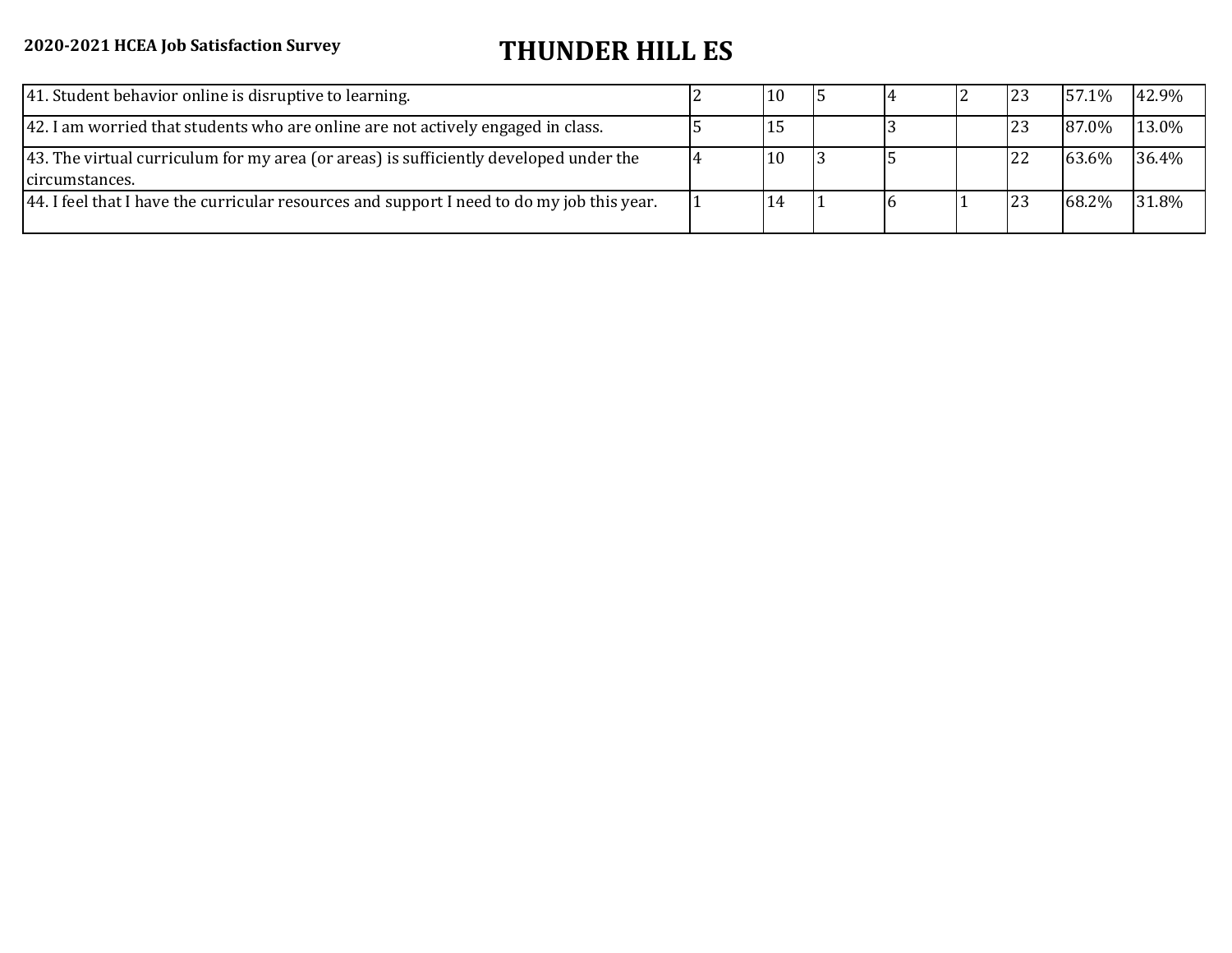**2020-2021 HCEA Job Satisfaction Survey**

# THUNDER HILL ES

| | | | | | | | | |
|---|---|---|---|---|---|---|---|---|
| 41. Student behavior online is disruptive to learning. | 2 | 10 | 5 | 4 | 2 | 23 | 57.1% | 42.9% |
| 42. I am worried that students who are online are not actively engaged in class. | 5 | 15 | | 3 | | 23 | 87.0% | 13.0% |
| 43. The virtual curriculum for my area (or areas) is sufficiently developed under the circumstances. | 4 | 10 | 3 | 5 | | 22 | 63.6% | 36.4% |
| 44. I feel that I have the curricular resources and support I need to do my job this year. | 1 | 14 | 1 | 6 | 1 | 23 | 68.2% | 31.8% |